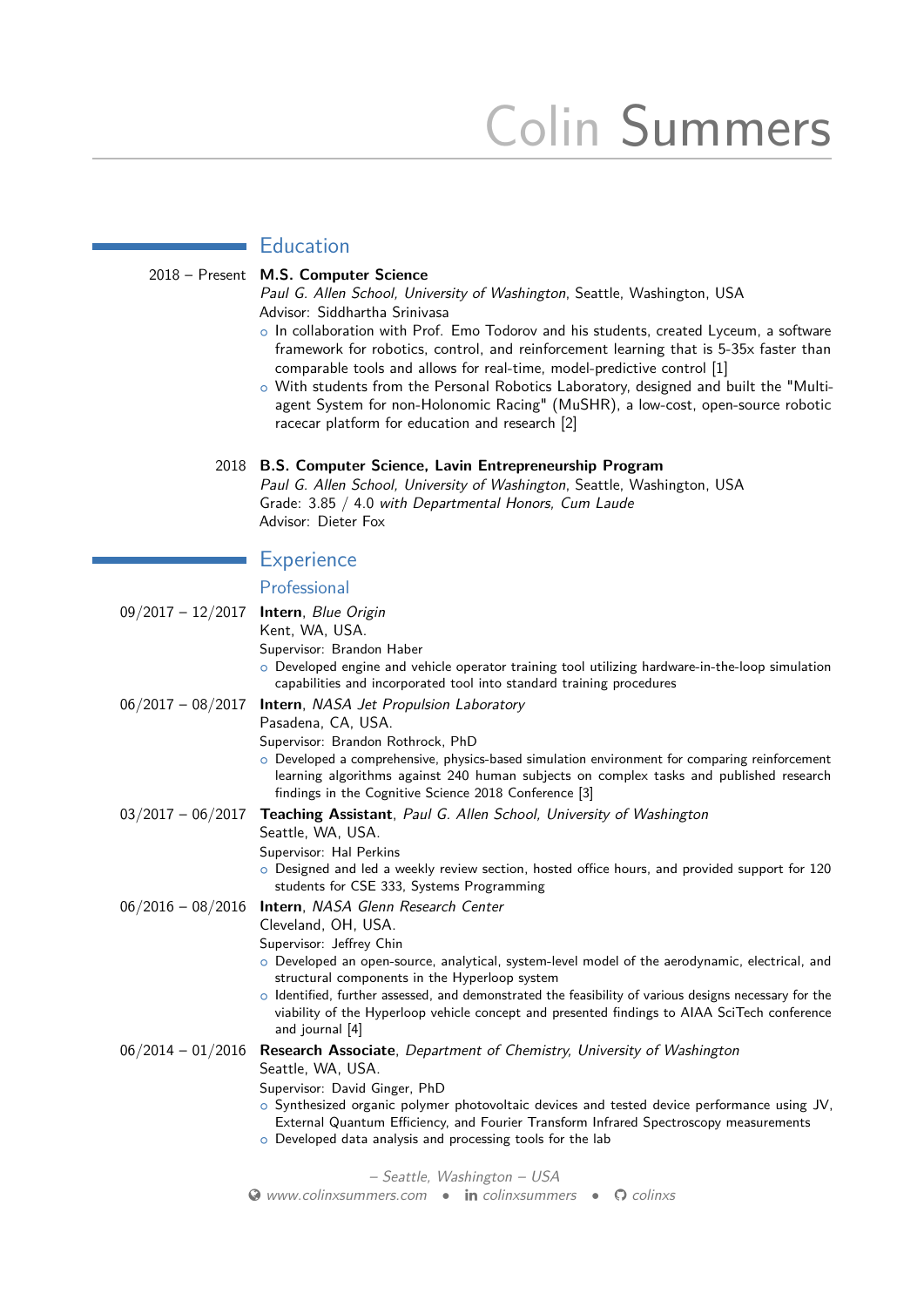# Colin Summers

## Education

**2018 – Present** **M.S. Computer Science**
*Paul G. Allen School, University of Washington*, Seattle, Washington, USA
Advisor: Siddhartha Srinivasa

- In collaboration with Prof. Emo Todorov and his students, created Lyceum, a software framework for robotics, control, and reinforcement learning that is 5-35x faster than comparable tools and allows for real-time, model-predictive control [1]
- With students from the Personal Robotics Laboratory, designed and built the "Multi-agent System for non-Holonomic Racing" (MuSHR), a low-cost, open-source robotic racecar platform for education and research [2]

**2018** **B.S. Computer Science, Lavin Entrepreneurship Program**
*Paul G. Allen School, University of Washington*, Seattle, Washington, USA
Grade: 3.85 / 4.0 *with Departmental Honors, Cum Laude*
Advisor: Dieter Fox

## Experience

### Professional

**09/2017 – 12/2017** **Intern**, *Blue Origin*
Kent, WA, USA.
Supervisor: Brandon Haber

- Developed engine and vehicle operator training tool utilizing hardware-in-the-loop simulation capabilities and incorporated tool into standard training procedures

**06/2017 – 08/2017** **Intern**, *NASA Jet Propulsion Laboratory*
Pasadena, CA, USA.
Supervisor: Brandon Rothrock, PhD

- Developed a comprehensive, physics-based simulation environment for comparing reinforcement learning algorithms against 240 human subjects on complex tasks and published research findings in the Cognitive Science 2018 Conference [3]

**03/2017 – 06/2017** **Teaching Assistant**, *Paul G. Allen School, University of Washington*
Seattle, WA, USA.
Supervisor: Hal Perkins

- Designed and led a weekly review section, hosted office hours, and provided support for 120 students for CSE 333, Systems Programming

**06/2016 – 08/2016** **Intern**, *NASA Glenn Research Center*
Cleveland, OH, USA.
Supervisor: Jeffrey Chin

- Developed an open-source, analytical, system-level model of the aerodynamic, electrical, and structural components in the Hyperloop system
- Identified, further assessed, and demonstrated the feasibility of various designs necessary for the viability of the Hyperloop vehicle concept and presented findings to AIAA SciTech conference and journal [4]

**06/2014 – 01/2016** **Research Associate**, *Department of Chemistry, University of Washington*
Seattle, WA, USA.
Supervisor: David Ginger, PhD

- Synthesized organic polymer photovoltaic devices and tested device performance using JV, External Quantum Efficiency, and Fourier Transform Infrared Spectroscopy measurements
- Developed data analysis and processing tools for the lab

*– Seattle, Washington – USA*
*www.colinxsummers.com* • *colinxsummers* • *colinxs*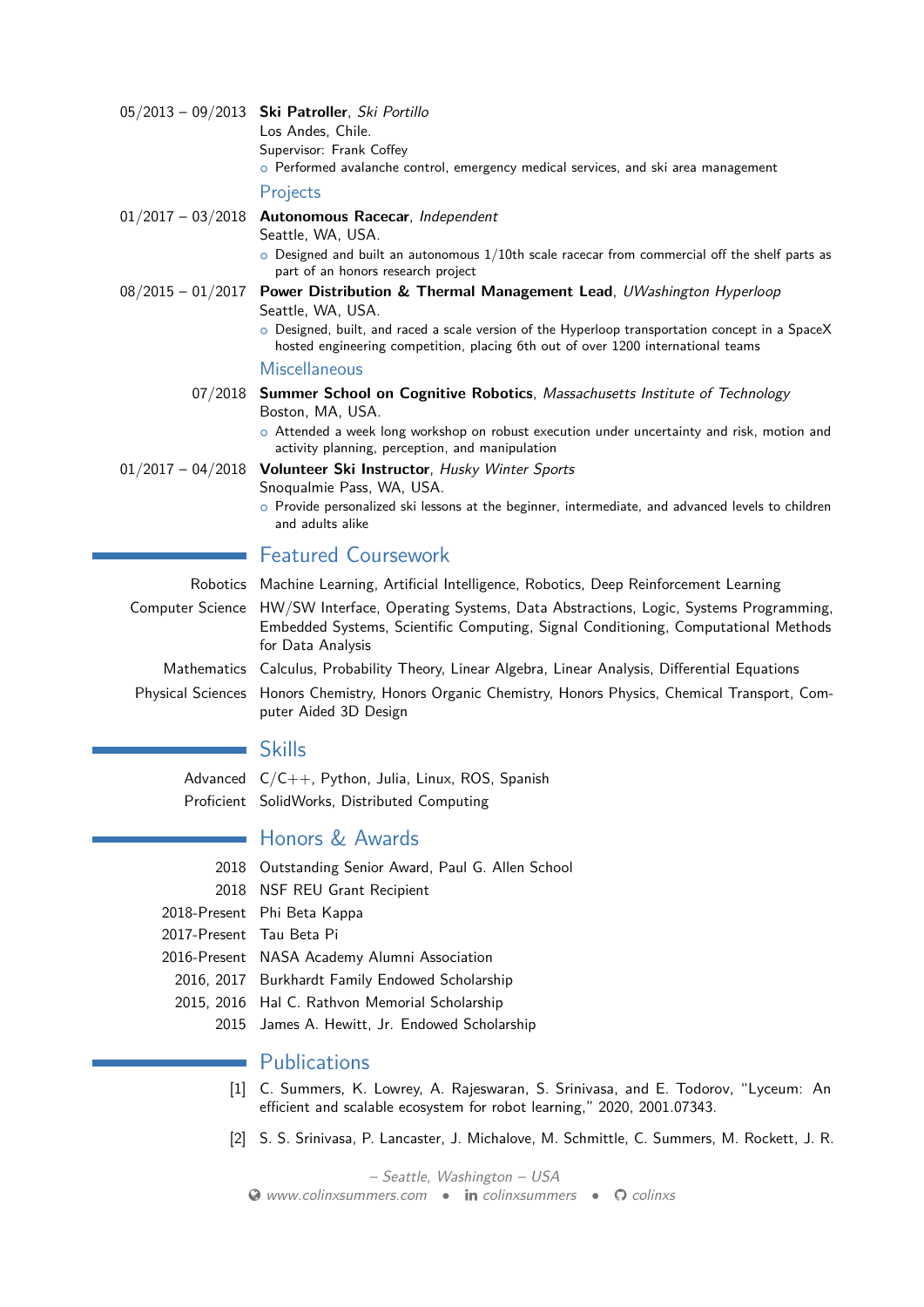05/2013 – 09/2013 **Ski Patroller**, *Ski Portillo*
Los Andes, Chile.
Supervisor: Frank Coffey
- Performed avalanche control, emergency medical services, and ski area management

### Projects

01/2017 – 03/2018 **Autonomous Racecar**, *Independent*
Seattle, WA, USA.
- Designed and built an autonomous 1/10th scale racecar from commercial off the shelf parts as part of an honors research project

08/2015 – 01/2017 **Power Distribution & Thermal Management Lead**, *UWashington Hyperloop*
Seattle, WA, USA.
- Designed, built, and raced a scale version of the Hyperloop transportation concept in a SpaceX hosted engineering competition, placing 6th out of over 1200 international teams

### Miscellaneous

07/2018 **Summer School on Cognitive Robotics**, *Massachusetts Institute of Technology*
Boston, MA, USA.
- Attended a week long workshop on robust execution under uncertainty and risk, motion and activity planning, perception, and manipulation

01/2017 – 04/2018 **Volunteer Ski Instructor**, *Husky Winter Sports*
Snoqualmie Pass, WA, USA.
- Provide personalized ski lessons at the beginner, intermediate, and advanced levels to children and adults alike

## Featured Coursework

**Robotics** Machine Learning, Artificial Intelligence, Robotics, Deep Reinforcement Learning

**Computer Science** HW/SW Interface, Operating Systems, Data Abstractions, Logic, Systems Programming, Embedded Systems, Scientific Computing, Signal Conditioning, Computational Methods for Data Analysis

**Mathematics** Calculus, Probability Theory, Linear Algebra, Linear Analysis, Differential Equations

**Physical Sciences** Honors Chemistry, Honors Organic Chemistry, Honors Physics, Chemical Transport, Computer Aided 3D Design

## Skills

**Advanced** C/C++, Python, Julia, Linux, ROS, Spanish

**Proficient** SolidWorks, Distributed Computing

## Honors & Awards

2018 Outstanding Senior Award, Paul G. Allen School
2018 NSF REU Grant Recipient
2018-Present Phi Beta Kappa
2017-Present Tau Beta Pi
2016-Present NASA Academy Alumni Association
2016, 2017 Burkhardt Family Endowed Scholarship
2015, 2016 Hal C. Rathvon Memorial Scholarship
2015 James A. Hewitt, Jr. Endowed Scholarship

## Publications

[1] C. Summers, K. Lowrey, A. Rajeswaran, S. Srinivasa, and E. Todorov, "Lyceum: An efficient and scalable ecosystem for robot learning," 2020, 2001.07343.

[2] S. S. Srinivasa, P. Lancaster, J. Michalove, M. Schmittle, C. Summers, M. Rockett, J. R.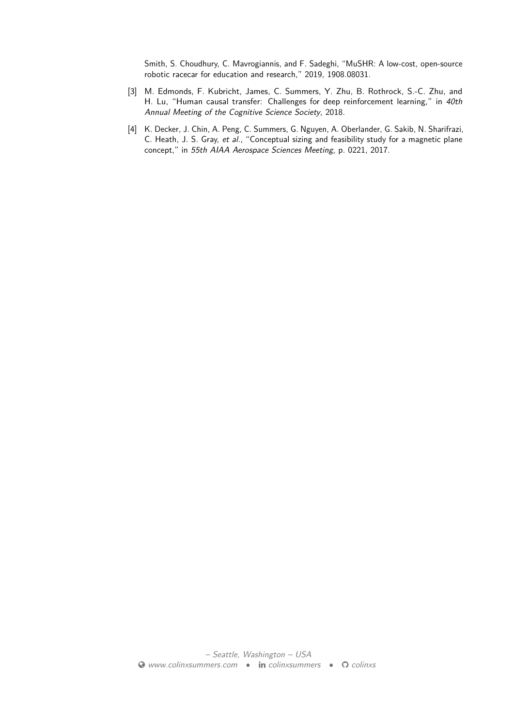Smith, S. Choudhury, C. Mavrogiannis, and F. Sadeghi, "MuSHR: A low-cost, open-source robotic racecar for education and research," 2019, 1908.08031.

[3] M. Edmonds, F. Kubricht, James, C. Summers, Y. Zhu, B. Rothrock, S.-C. Zhu, and H. Lu, "Human causal transfer: Challenges for deep reinforcement learning," in *40th Annual Meeting of the Cognitive Science Society*, 2018.

[4] K. Decker, J. Chin, A. Peng, C. Summers, G. Nguyen, A. Oberlander, G. Sakib, N. Sharifrazi, C. Heath, J. S. Gray, *et al.*, "Conceptual sizing and feasibility study for a magnetic plane concept," in *55th AIAA Aerospace Sciences Meeting*, p. 0221, 2017.